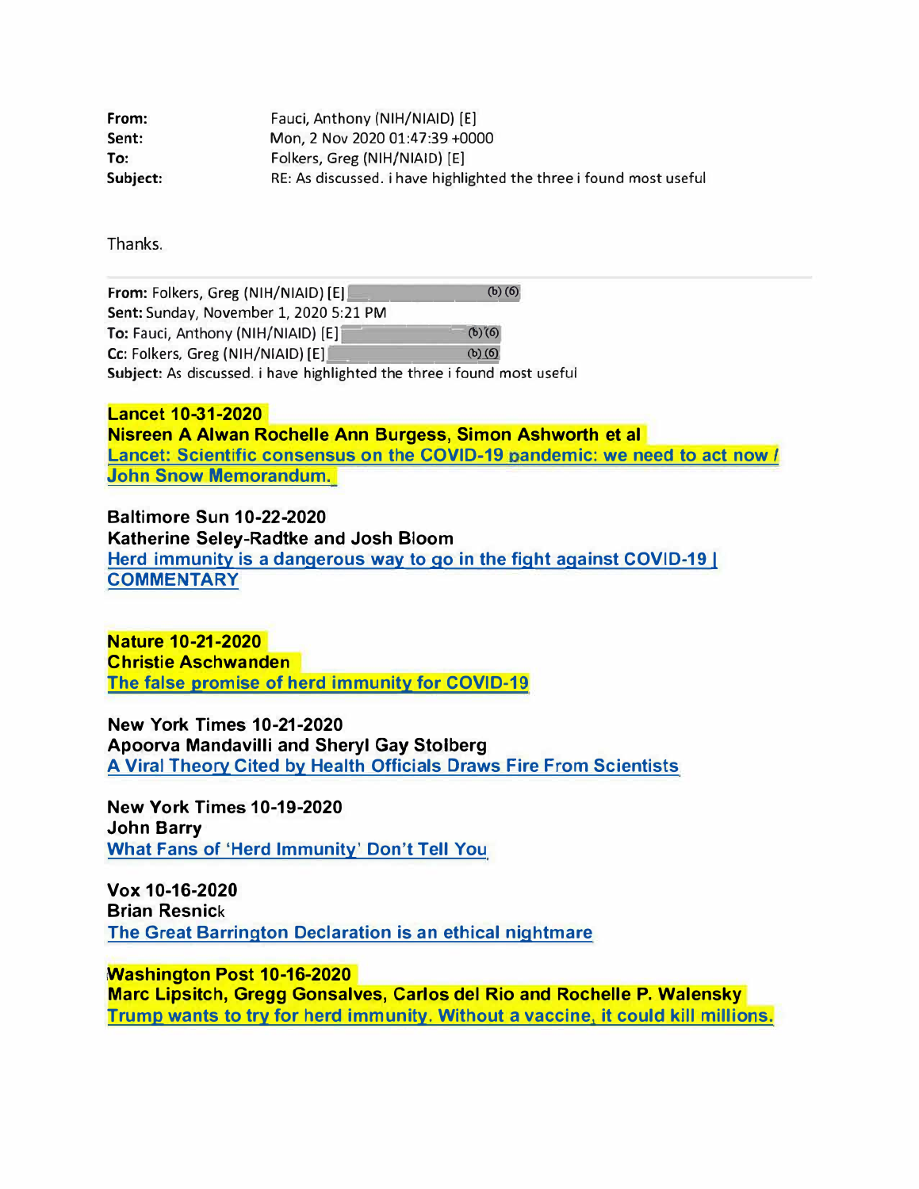| | |
|---|---|
| **From:** | Fauci, Anthony (NIH/NIAID) [E] |
| **Sent:** | Mon, 2 Nov 2020 01:47:39 +0000 |
| **To:** | Folkers, Greg (NIH/NIAID) [E] |
| **Subject:** | RE: As discussed. i have highlighted the three i found most useful |

Thanks.

---

**From:** Folkers, Greg (NIH/NIAID) [E] (b) (6)
**Sent:** Sunday, November 1, 2020 5:21 PM
**To:** Fauci, Anthony (NIH/NIAID) [E] (b) (6)
**Cc:** Folkers, Greg (NIH/NIAID) [E] (b) (6)
**Subject:** As discussed. i have highlighted the three i found most useful

**Lancet 10-31-2020**
**Nisreen A Alwan Rochelle Ann Burgess, Simon Ashworth et al**
**Lancet: Scientific consensus on the COVID-19 pandemic: we need to act now / John Snow Memorandum.**

**Baltimore Sun 10-22-2020**
**Katherine Seley-Radtke and Josh Bloom**
**Herd immunity is a dangerous way to go in the fight against COVID-19 | COMMENTARY**

**Nature 10-21-2020**
**Christie Aschwanden**
**The false promise of herd immunity for COVID-19**

**New York Times 10-21-2020**
**Apoorva Mandavilli and Sheryl Gay Stolberg**
**A Viral Theory Cited by Health Officials Draws Fire From Scientists**

**New York Times 10-19-2020**
**John Barry**
**What Fans of 'Herd Immunity' Don't Tell You**

**Vox 10-16-2020**
**Brian Resnick**
**The Great Barrington Declaration is an ethical nightmare**

**Washington Post 10-16-2020**
**Marc Lipsitch, Gregg Gonsalves, Carlos del Rio and Rochelle P. Walensky**
**Trump wants to try for herd immunity. Without a vaccine, it could kill millions.**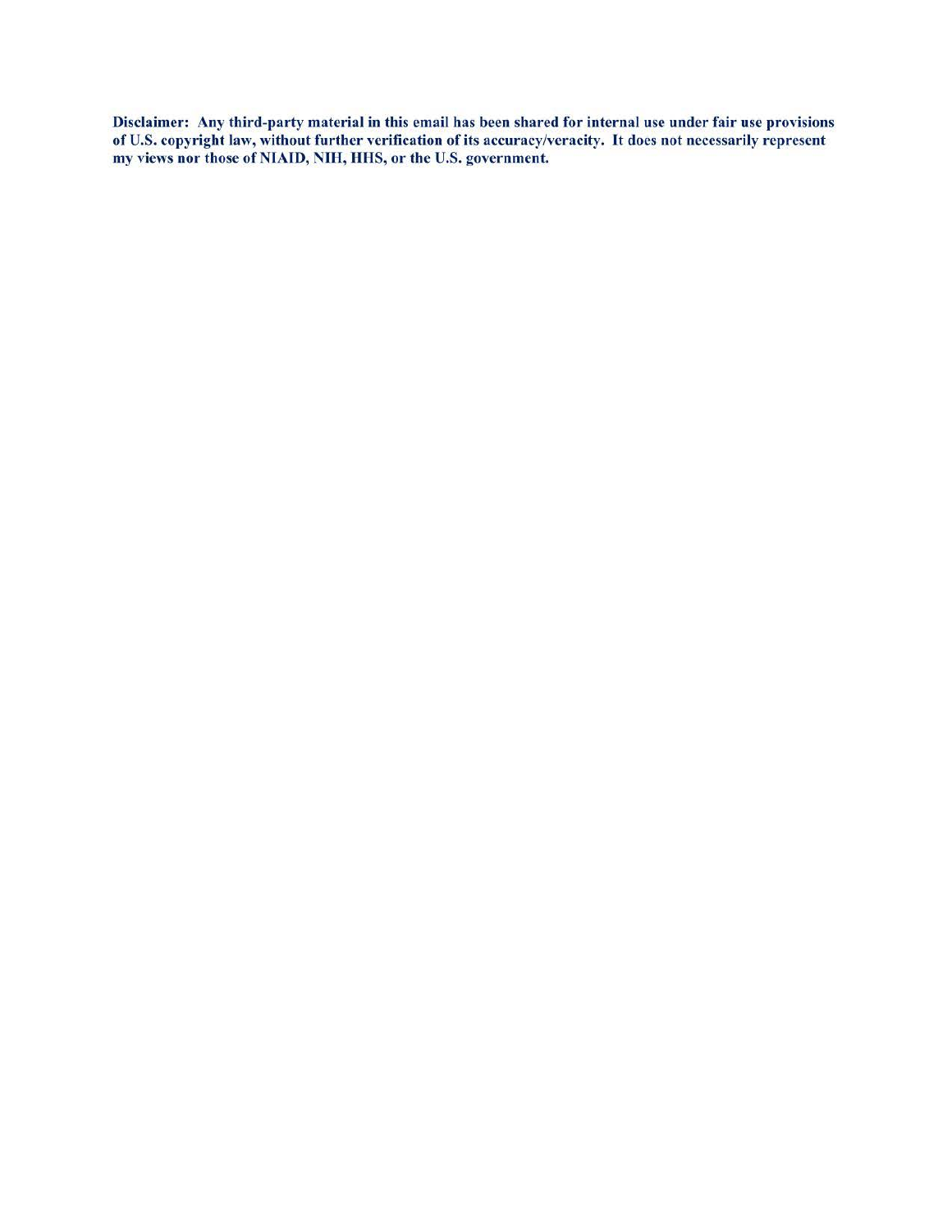**Disclaimer: Any third-party material in this email has been shared for internal use under fair use provisions of U.S. copyright law, without further verification of its accuracy/veracity. It does not necessarily represent my views nor those of NIAID, NIH, HHS, or the U.S. government.**